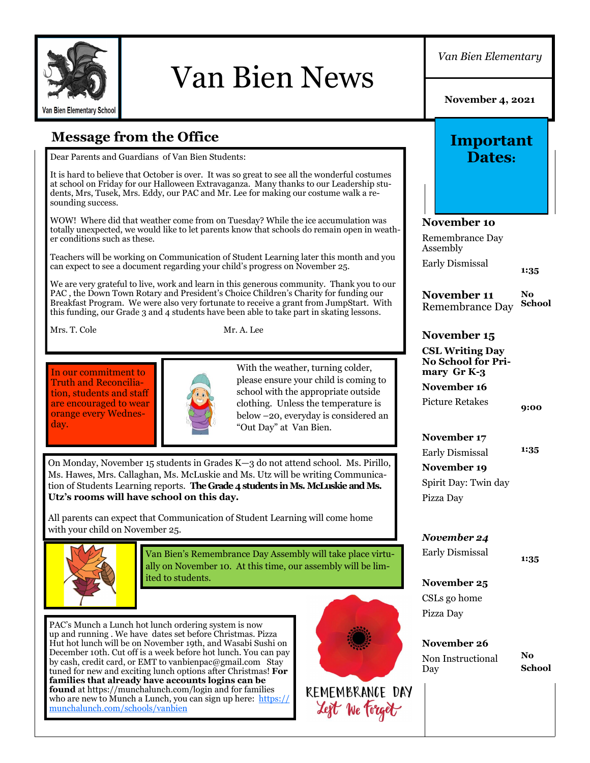# Van Bien News

*Van Bien Elementary*

**November 4, 2021**

## Message from the Office

Dear Parents and Guardians of Van Bien Students:

It is hard to believe that October is over. It was so great to see all the wonderful costumes at school on Friday for our Halloween Extravaganza. Many thanks to our Leadership students, Mrs, Tusek, Mrs. Eddy, our PAC and Mr. Lee for making our costume walk a resounding success.

WOW! Where did that weather come from on Tuesday? While the ice accumulation was totally unexpected, we would like to let parents know that schools do remain open in weather conditions such as these.

Teachers will be working on Communication of Student Learning later this month and you can expect to see a document regarding your child's progress on November 25.

We are very grateful to live, work and learn in this generous community. Thank you to our PAC , the Down Town Rotary and President's Choice Children's Charity for funding our Breakfast Program. We were also very fortunate to receive a grant from JumpStart. With this funding, our Grade 3 and 4 students have been able to take part in skating lessons.

Mrs. T. Cole Mr. A. Lee

In our commitment to Truth and Reconciliation, students and staff are encouraged to wear orange every Wednesday.

With the weather, turning colder, please ensure your child is coming to school with the appropriate outside clothing. Unless the temperature is below –20, everyday is considered an "Out Day" at Van Bien.

On Monday, November 15 students in Grades K—3 do not attend school. Ms. Pirillo, Ms. Hawes, Mrs. Callaghan, Ms. McLuskie and Ms. Utz will be writing Communication of Students Learning reports. **The Grade 4 students in Ms. McLuskie and Ms. Utz's rooms will have school on this day.**

All parents can expect that Communication of Student Learning will come home with your child on November 25.

Van Bien's Remembrance Day Assembly will take place virtually on November 10. At this time, our assembly will be limited to students.

PAC's Munch a Lunch hot lunch ordering system is now up and running . We have dates set before Christmas. Pizza Hut hot lunch will be on November 19th, and Wasabi Sushi on December 10th. Cut off is a week before hot lunch. You can pay by cash, credit card, or EMT to vanbienpac@gmail.com Stay tuned for new and exciting lunch options after Christmas! **For families that already have accounts logins can be found** at https://munchalunch.com/login and for families who are new to Munch a Lunch, you can sign up here: https://munchalunch.com/schools/vanbien

REMEMBRANCE DAY
Lest We Forget

## Important Dates:

**November 10**
Remembrance Day Assembly
Early Dismissal **1:35**

**November 11** Remembrance Day **No School**

**November 15**
**CSL Writing Day No School for Primary Gr K-3**

**November 16**
Picture Retakes **9:00**

**November 17**
Early Dismissal **1:35**

**November 19**
Spirit Day: Twin day
Pizza Day

***November 24***
Early Dismissal **1:35**

**November 25**
CSLs go home
Pizza Day

**November 26**
Non Instructional Day **No School**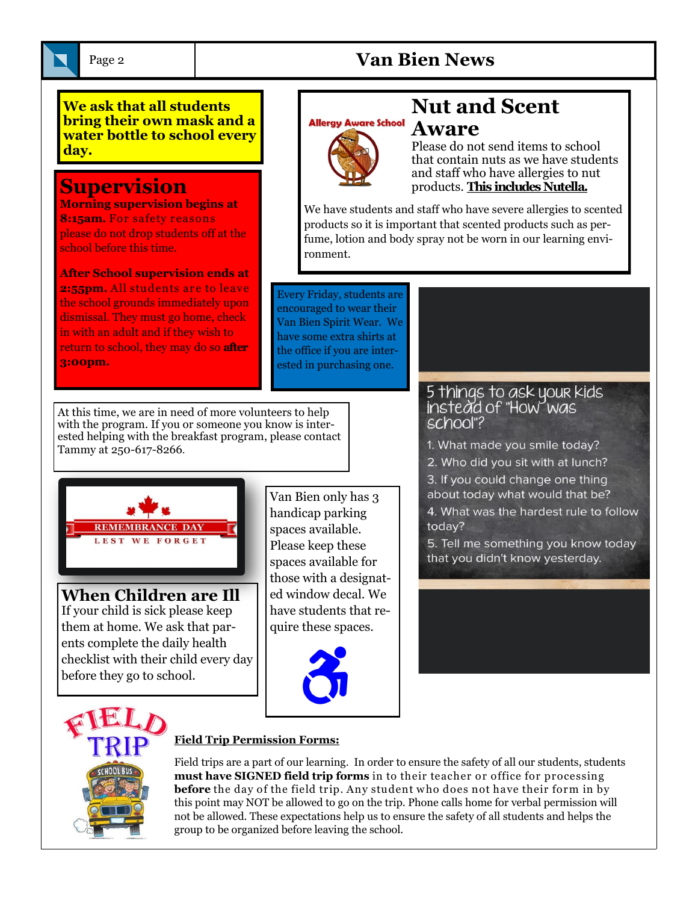**We ask that all students bring their own mask and a water bottle to school every day.**

## Supervision

**Morning supervision begins at 8:15am.** For safety reasons please do not drop students off at the school before this time.

**After School supervision ends at 2:55pm.** All students are to leave the school grounds immediately upon dismissal. They must go home, check in with an adult and if they wish to return to school, they may do so **after 3:00pm.**

## Nut and Scent Aware

Allergy Aware School

Please do not send items to school that contain nuts as we have students and staff who have allergies to nut products. **This includes Nutella.**

We have students and staff who have severe allergies to scented products so it is important that scented products such as perfume, lotion and body spray not be worn in our learning environment.

Every Friday, students are encouraged to wear their Van Bien Spirit Wear. We have some extra shirts at the office if you are interested in purchasing one.

At this time, we are in need of more volunteers to help with the program. If you or someone you know is interested helping with the breakfast program, please contact Tammy at 250-617-8266.

5 things to ask your kids instead of "How was school"?

1. What made you smile today?
2. Who did you sit with at lunch?
3. If you could change one thing about today what would that be?
4. What was the hardest rule to follow today?
5. Tell me something you know today that you didn't know yesterday.

REMEMBRANCE DAY
LEST WE FORGET

## When Children are Ill

If your child is sick please keep them at home. We ask that parents complete the daily health checklist with their child every day before they go to school.

Van Bien only has 3 handicap parking spaces available. Please keep these spaces available for those with a designated window decal. We have students that require these spaces.

FIELD TRIP

**Field Trip Permission Forms:**

Field trips are a part of our learning. In order to ensure the safety of all our students, students **must have SIGNED field trip forms** in to their teacher or office for processing **before** the day of the field trip. Any student who does not have their form in by this point may NOT be allowed to go on the trip. Phone calls home for verbal permission will not be allowed. These expectations help us to ensure the safety of all students and helps the group to be organized before leaving the school.